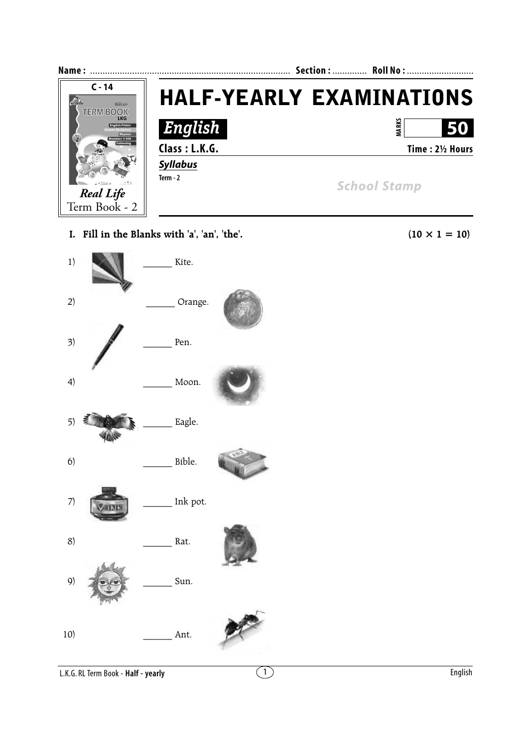Name : ................................................................................ Section : ............. Roll No : ...........................

C - 14

Real Life Term Book - 2

# HALF-YEARLY EXAMINATIONS

## *English*

MARKS 50

**Class : L.K.G.** **Time : 2½ Hours**

***Syllabus***

Term - 2

School Stamp

### I. Fill in the Blanks with 'a', 'an', 'the'. (10 × 1 = 10)

1) ______ Kite.

2) ______ Orange.

3) ______ Pen.

4) ______ Moon.

5) ______ Eagle.

6) ______ Bible.

7) ______ Ink pot.

8) ______ Rat.

9) ______ Sun.

10) ______ Ant.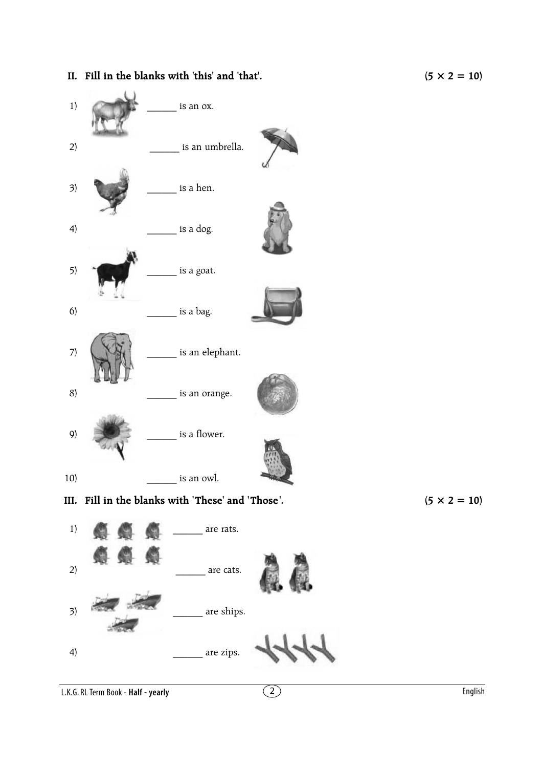## II. Fill in the blanks with 'this' and 'that'. (5 × 2 = 10)

1) ______ is an ox.

2) ______ is an umbrella.

3) ______ is a hen.

4) ______ is a dog.

5) ______ is a goat.

6) ______ is a bag.

7) ______ is an elephant.

8) ______ is an orange.

9) ______ is a flower.

10) ______ is an owl.

## III. Fill in the blanks with 'These' and 'Those'. (5 × 2 = 10)

1) ______ are rats.

2) ______ are cats.

3) ______ are ships.

4) ______ are zips.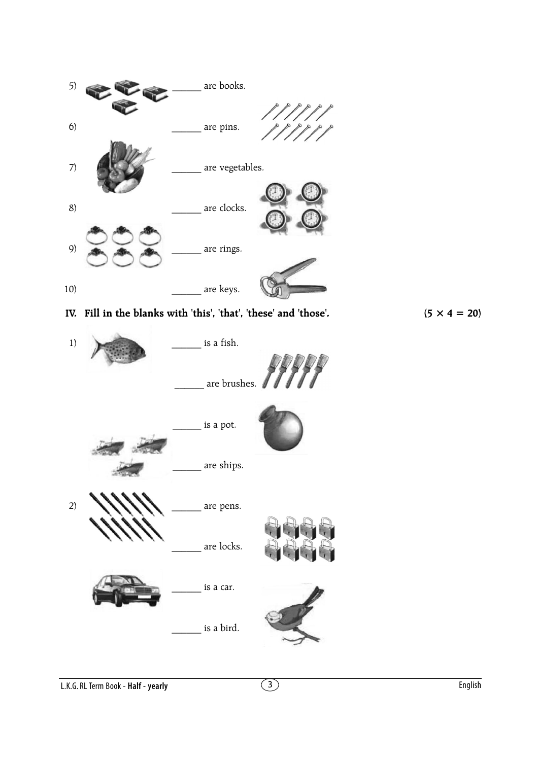5) ______ are books.

6) ______ are pins.

7) ______ are vegetables.

8) ______ are clocks.

9) ______ are rings.

10) ______ are keys.

**IV. Fill in the blanks with 'this', 'that', 'these' and 'those'. (5 × 4 = 20)**

1) ______ is a fish.

______ are brushes.

______ is a pot.

______ are ships.

2) ______ are pens.

______ are locks.

______ is a car.

______ is a bird.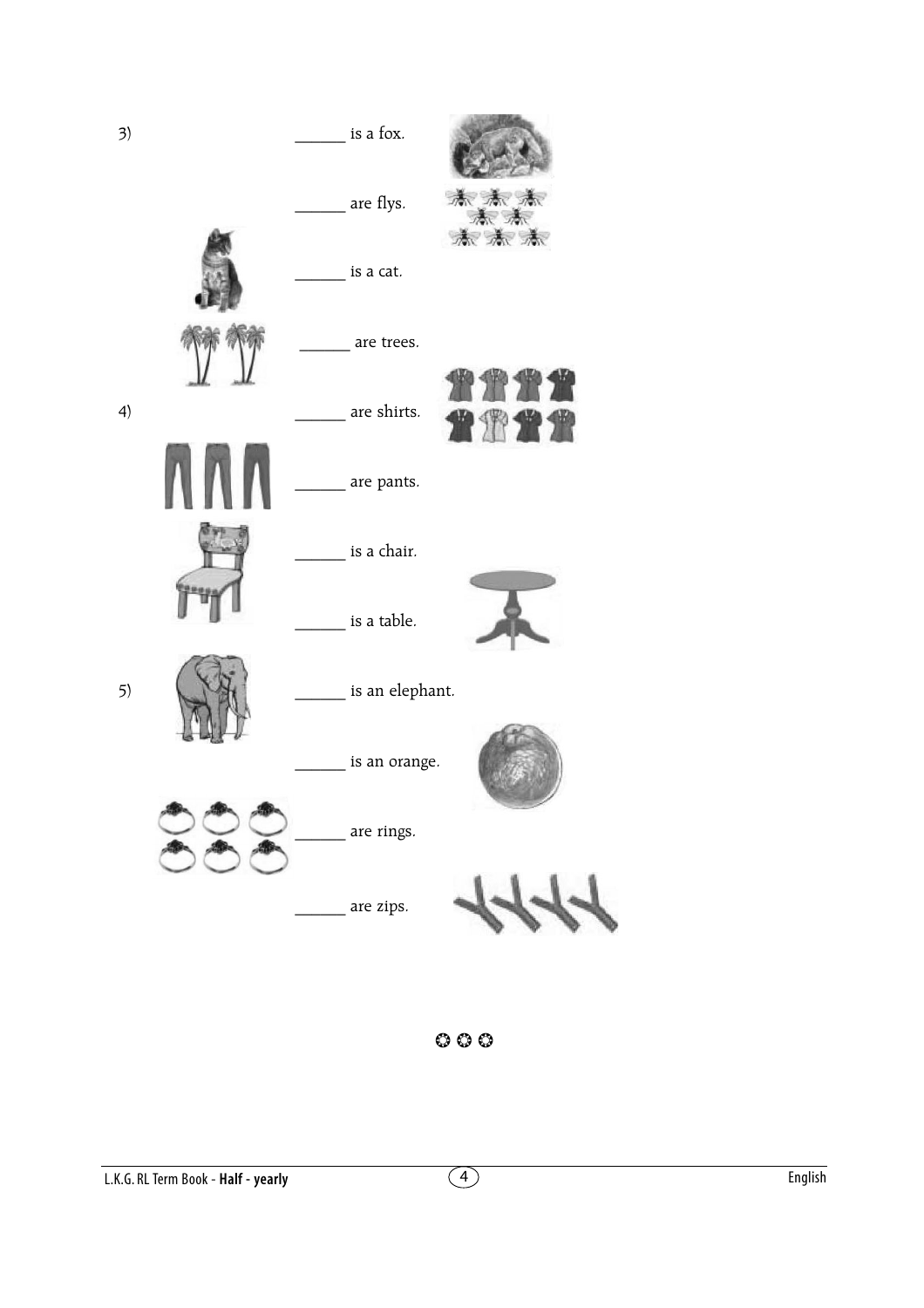3) ______ is a fox.

______ are flys.

______ is a cat.

______ are trees.

4) ______ are shirts.

______ are pants.

______ is a chair.

______ is a table.

5) ______ is an elephant.

______ is an orange.

______ are rings.

______ are zips.

❂ ❂ ❂